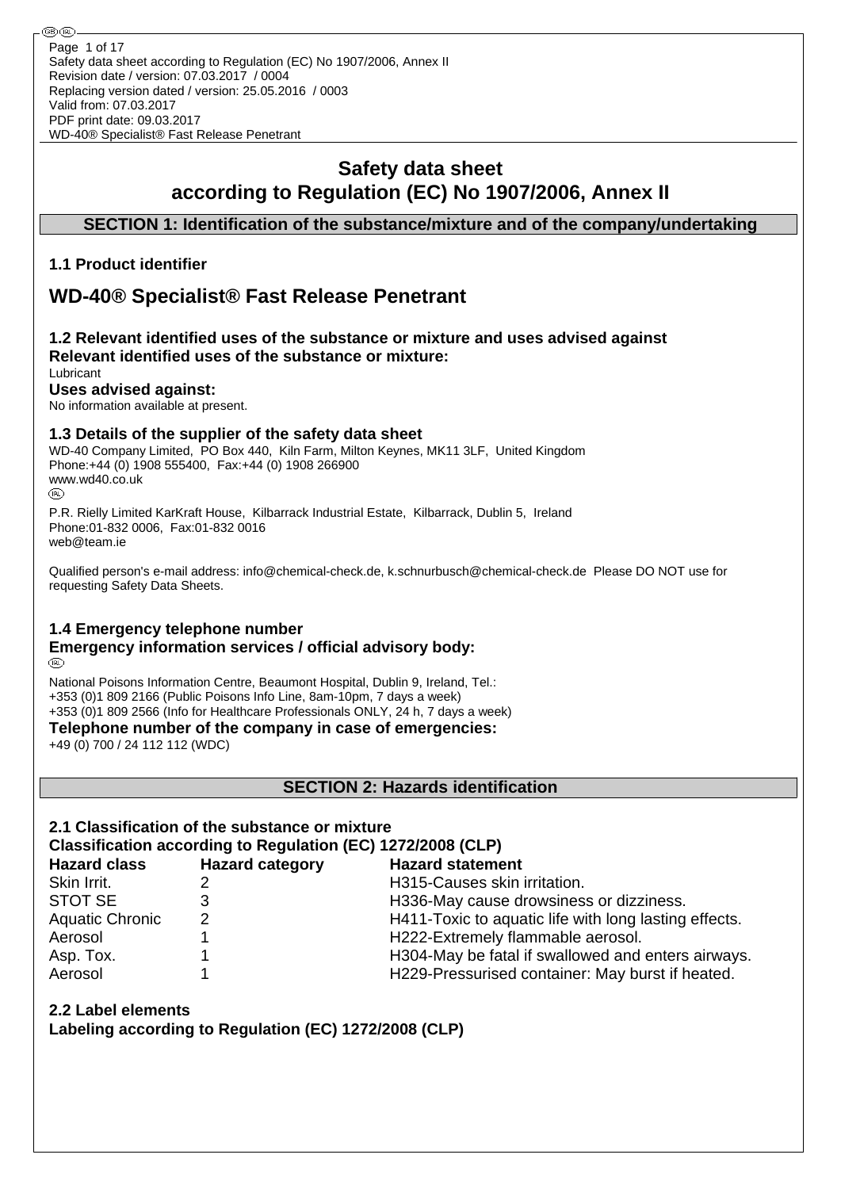# Safety data sheet according to Regulation (EC) No 1907/2006, Annex II

## SECTION 1: Identification of the substance/mixture and of the company/undertaking

### 1.1 Product identifier

# WD-40® Specialist® Fast Release Penetrant

### 1.2 Relevant identified uses of the substance or mixture and uses advised against

**Relevant identified uses of the substance or mixture:**

Lubricant

**Uses advised against:**

No information available at present.

### 1.3 Details of the supplier of the safety data sheet

WD-40 Company Limited, PO Box 440, Kiln Farm, Milton Keynes, MK11 3LF, United Kingdom
Phone:+44 (0) 1908 555400, Fax:+44 (0) 1908 266900
www.wd40.co.uk

(IRL)

P.R. Rielly Limited KarKraft House, Kilbarrack Industrial Estate, Kilbarrack, Dublin 5, Ireland
Phone:01-832 0006, Fax:01-832 0016
web@team.ie

Qualified person's e-mail address: info@chemical-check.de, k.schnurbusch@chemical-check.de Please DO NOT use for requesting Safety Data Sheets.

### 1.4 Emergency telephone number

**Emergency information services / official advisory body:**

(IRL)

National Poisons Information Centre, Beaumont Hospital, Dublin 9, Ireland, Tel.:
+353 (0)1 809 2166 (Public Poisons Info Line, 8am-10pm, 7 days a week)
+353 (0)1 809 2566 (Info for Healthcare Professionals ONLY, 24 h, 7 days a week)

**Telephone number of the company in case of emergencies:**

+49 (0) 700 / 24 112 112 (WDC)

## SECTION 2: Hazards identification

### 2.1 Classification of the substance or mixture

**Classification according to Regulation (EC) 1272/2008 (CLP)**

| Hazard class | Hazard category | Hazard statement |
|---|---|---|
| Skin Irrit. | 2 | H315-Causes skin irritation. |
| STOT SE | 3 | H336-May cause drowsiness or dizziness. |
| Aquatic Chronic | 2 | H411-Toxic to aquatic life with long lasting effects. |
| Aerosol | 1 | H222-Extremely flammable aerosol. |
| Asp. Tox. | 1 | H304-May be fatal if swallowed and enters airways. |
| Aerosol | 1 | H229-Pressurised container: May burst if heated. |

### 2.2 Label elements

**Labeling according to Regulation (EC) 1272/2008 (CLP)**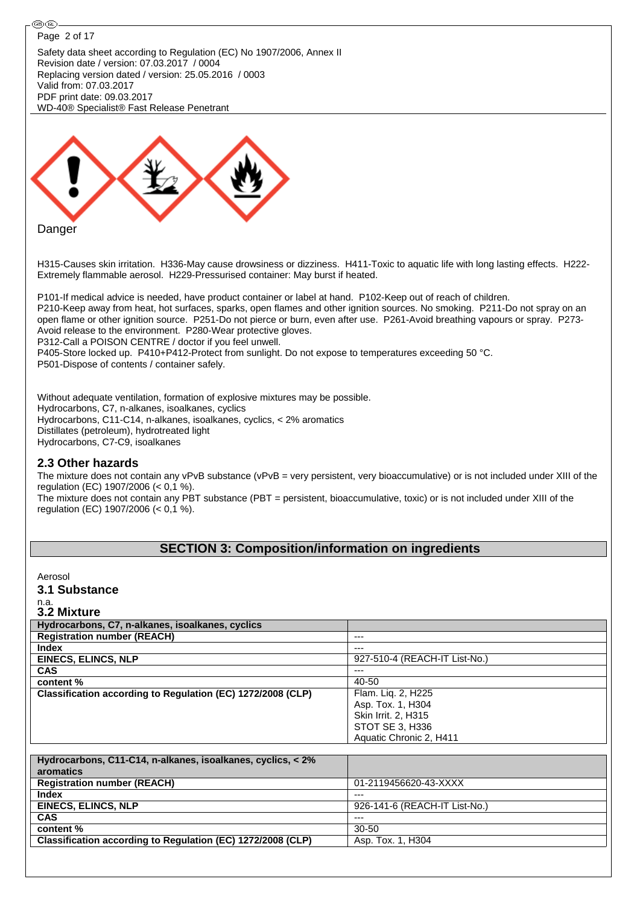Safety data sheet according to Regulation (EC) No 1907/2006, Annex II
Revision date / version: 07.03.2017 / 0004
Replacing version dated / version: 25.05.2016 / 0003
Valid from: 07.03.2017
PDF print date: 09.03.2017
WD-40® Specialist® Fast Release Penetrant

Danger

H315-Causes skin irritation. H336-May cause drowsiness or dizziness. H411-Toxic to aquatic life with long lasting effects. H222-Extremely flammable aerosol. H229-Pressurised container: May burst if heated.

P101-If medical advice is needed, have product container or label at hand. P102-Keep out of reach of children.
P210-Keep away from heat, hot surfaces, sparks, open flames and other ignition sources. No smoking. P211-Do not spray on an open flame or other ignition source. P251-Do not pierce or burn, even after use. P261-Avoid breathing vapours or spray. P273-Avoid release to the environment. P280-Wear protective gloves.
P312-Call a POISON CENTRE / doctor if you feel unwell.
P405-Store locked up. P410+P412-Protect from sunlight. Do not expose to temperatures exceeding 50 °C.
P501-Dispose of contents / container safely.

Without adequate ventilation, formation of explosive mixtures may be possible.
Hydrocarbons, C7, n-alkanes, isoalkanes, cyclics
Hydrocarbons, C11-C14, n-alkanes, isoalkanes, cyclics, < 2% aromatics
Distillates (petroleum), hydrotreated light
Hydrocarbons, C7-C9, isoalkanes

## 2.3 Other hazards

The mixture does not contain any vPvB substance (vPvB = very persistent, very bioaccumulative) or is not included under XIII of the regulation (EC) 1907/2006 (< 0,1 %).
The mixture does not contain any PBT substance (PBT = persistent, bioaccumulative, toxic) or is not included under XIII of the regulation (EC) 1907/2006 (< 0,1 %).

# SECTION 3: Composition/information on ingredients

Aerosol

## 3.1 Substance

n.a.

## 3.2 Mixture

| Hydrocarbons, C7, n-alkanes, isoalkanes, cyclics | |
|---|---|
| **Registration number (REACH)** | --- |
| **Index** | --- |
| **EINECS, ELINCS, NLP** | 927-510-4 (REACH-IT List-No.) |
| **CAS** | --- |
| **content %** | 40-50 |
| **Classification according to Regulation (EC) 1272/2008 (CLP)** | Flam. Liq. 2, H225<br>Asp. Tox. 1, H304<br>Skin Irrit. 2, H315<br>STOT SE 3, H336<br>Aquatic Chronic 2, H411 |

| Hydrocarbons, C11-C14, n-alkanes, isoalkanes, cyclics, < 2% aromatics | |
|---|---|
| **Registration number (REACH)** | 01-2119456620-43-XXXX |
| **Index** | --- |
| **EINECS, ELINCS, NLP** | 926-141-6 (REACH-IT List-No.) |
| **CAS** | --- |
| **content %** | 30-50 |
| **Classification according to Regulation (EC) 1272/2008 (CLP)** | Asp. Tox. 1, H304 |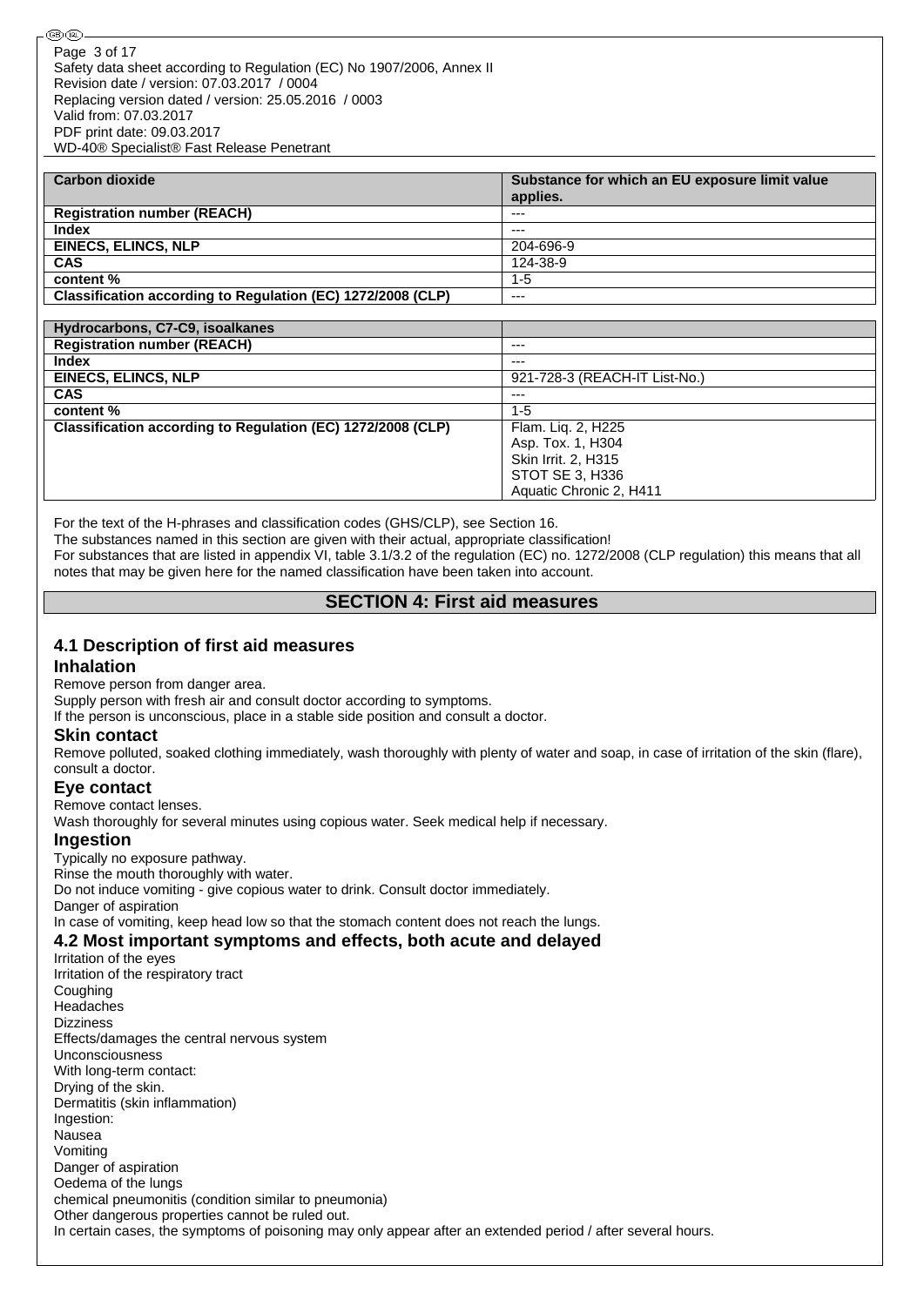| Carbon dioxide | Substance for which an EU exposure limit value applies. |
| --- | --- |
| Registration number (REACH) | --- |
| Index | --- |
| EINECS, ELINCS, NLP | 204-696-9 |
| CAS | 124-38-9 |
| content % | 1-5 |
| Classification according to Regulation (EC) 1272/2008 (CLP) | --- |

| Hydrocarbons, C7-C9, isoalkanes | |
| --- | --- |
| Registration number (REACH) | --- |
| Index | --- |
| EINECS, ELINCS, NLP | 921-728-3 (REACH-IT List-No.) |
| CAS | --- |
| content % | 1-5 |
| Classification according to Regulation (EC) 1272/2008 (CLP) | Flam. Liq. 2, H225<br>Asp. Tox. 1, H304<br>Skin Irrit. 2, H315<br>STOT SE 3, H336<br>Aquatic Chronic 2, H411 |

For the text of the H-phrases and classification codes (GHS/CLP), see Section 16.
The substances named in this section are given with their actual, appropriate classification!
For substances that are listed in appendix VI, table 3.1/3.2 of the regulation (EC) no. 1272/2008 (CLP regulation) this means that all notes that may be given here for the named classification have been taken into account.

## SECTION 4: First aid measures

### 4.1 Description of first aid measures

**Inhalation**

Remove person from danger area.
Supply person with fresh air and consult doctor according to symptoms.
If the person is unconscious, place in a stable side position and consult a doctor.

**Skin contact**

Remove polluted, soaked clothing immediately, wash thoroughly with plenty of water and soap, in case of irritation of the skin (flare), consult a doctor.

**Eye contact**

Remove contact lenses.
Wash thoroughly for several minutes using copious water. Seek medical help if necessary.

**Ingestion**

Typically no exposure pathway.
Rinse the mouth thoroughly with water.
Do not induce vomiting - give copious water to drink. Consult doctor immediately.
Danger of aspiration
In case of vomiting, keep head low so that the stomach content does not reach the lungs.

### 4.2 Most important symptoms and effects, both acute and delayed

Irritation of the eyes
Irritation of the respiratory tract
Coughing
Headaches
Dizziness
Effects/damages the central nervous system
Unconsciousness
With long-term contact:
Drying of the skin.
Dermatitis (skin inflammation)
Ingestion:
Nausea
Vomiting
Danger of aspiration
Oedema of the lungs
chemical pneumonitis (condition similar to pneumonia)
Other dangerous properties cannot be ruled out.
In certain cases, the symptoms of poisoning may only appear after an extended period / after several hours.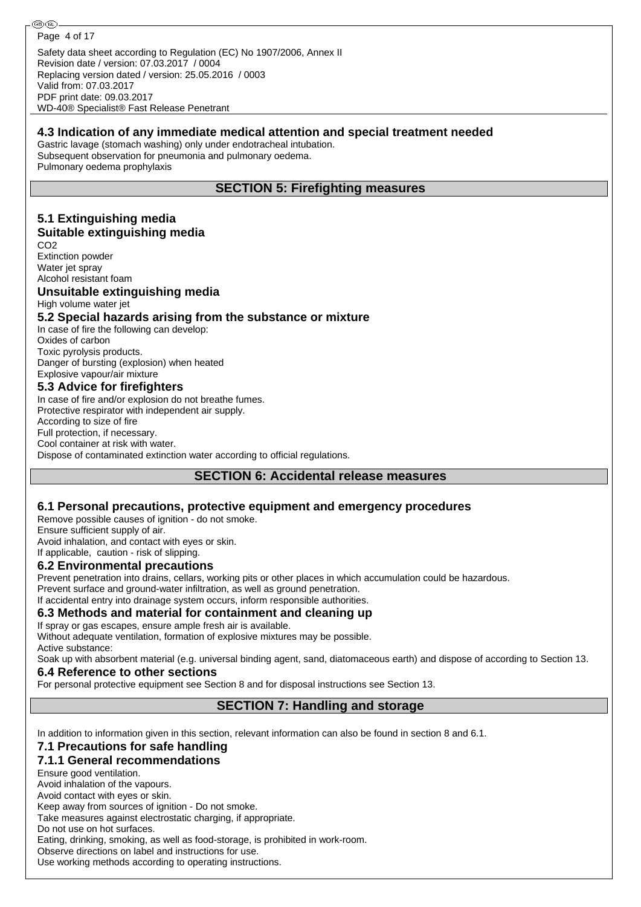### 4.3 Indication of any immediate medical attention and special treatment needed

Gastric lavage (stomach washing) only under endotracheal intubation.
Subsequent observation for pneumonia and pulmonary oedema.
Pulmonary oedema prophylaxis

## SECTION 5: Firefighting measures

### 5.1 Extinguishing media

#### Suitable extinguishing media

$CO_2$
Extinction powder
Water jet spray
Alcohol resistant foam

#### Unsuitable extinguishing media

High volume water jet

### 5.2 Special hazards arising from the substance or mixture

In case of fire the following can develop:
Oxides of carbon
Toxic pyrolysis products.
Danger of bursting (explosion) when heated
Explosive vapour/air mixture

### 5.3 Advice for firefighters

In case of fire and/or explosion do not breathe fumes.
Protective respirator with independent air supply.
According to size of fire
Full protection, if necessary.
Cool container at risk with water.
Dispose of contaminated extinction water according to official regulations.

## SECTION 6: Accidental release measures

### 6.1 Personal precautions, protective equipment and emergency procedures

Remove possible causes of ignition - do not smoke.
Ensure sufficient supply of air.
Avoid inhalation, and contact with eyes or skin.
If applicable, caution - risk of slipping.

### 6.2 Environmental precautions

Prevent penetration into drains, cellars, working pits or other places in which accumulation could be hazardous.
Prevent surface and ground-water infiltration, as well as ground penetration.
If accidental entry into drainage system occurs, inform responsible authorities.

### 6.3 Methods and material for containment and cleaning up

If spray or gas escapes, ensure ample fresh air is available.
Without adequate ventilation, formation of explosive mixtures may be possible.
Active substance:
Soak up with absorbent material (e.g. universal binding agent, sand, diatomaceous earth) and dispose of according to Section 13.

### 6.4 Reference to other sections

For personal protective equipment see Section 8 and for disposal instructions see Section 13.

## SECTION 7: Handling and storage

In addition to information given in this section, relevant information can also be found in section 8 and 6.1.

### 7.1 Precautions for safe handling

#### 7.1.1 General recommendations

Ensure good ventilation.
Avoid inhalation of the vapours.
Avoid contact with eyes or skin.
Keep away from sources of ignition - Do not smoke.
Take measures against electrostatic charging, if appropriate.
Do not use on hot surfaces.
Eating, drinking, smoking, as well as food-storage, is prohibited in work-room.
Observe directions on label and instructions for use.
Use working methods according to operating instructions.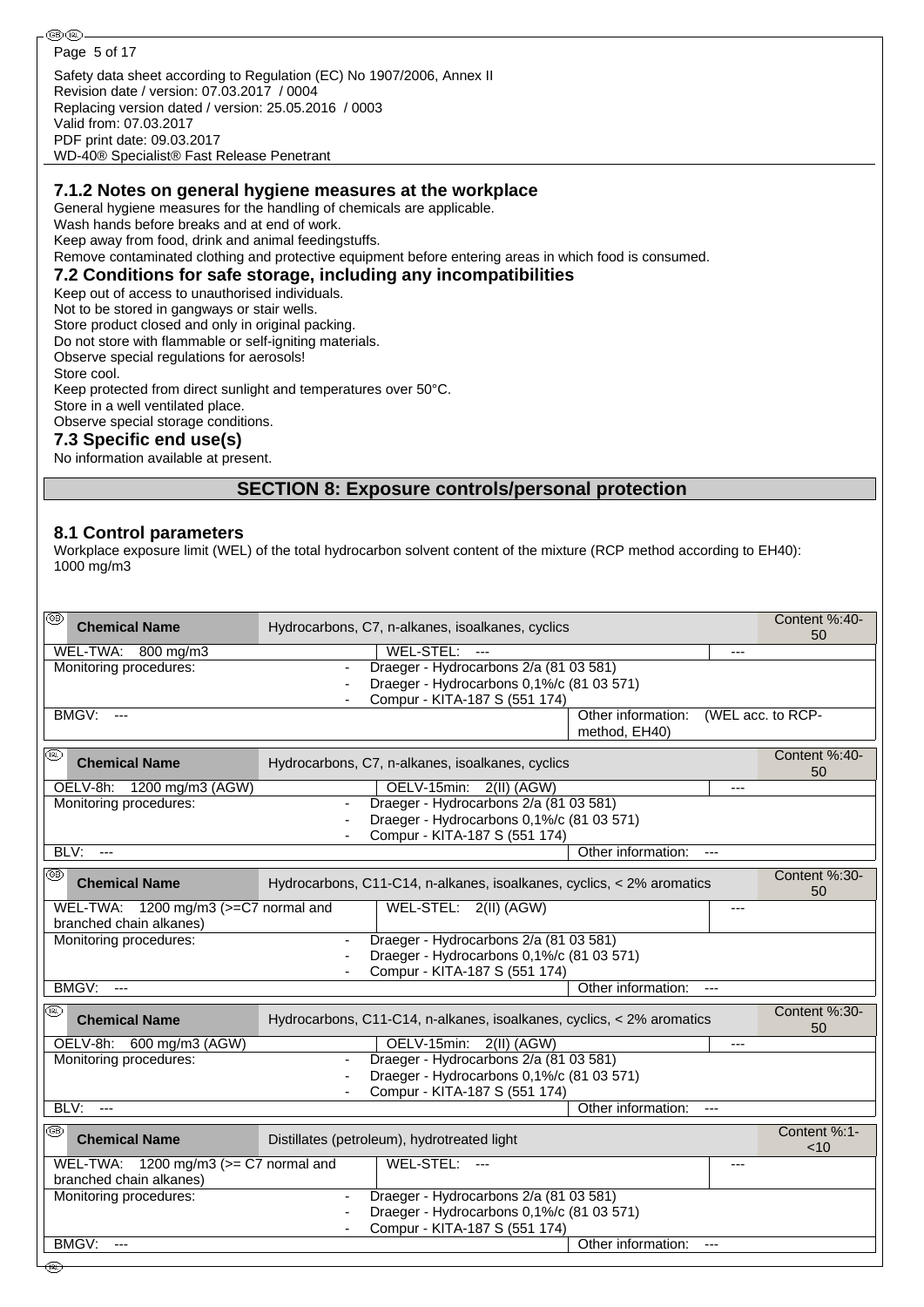### 7.1.2 Notes on general hygiene measures at the workplace

General hygiene measures for the handling of chemicals are applicable.
Wash hands before breaks and at end of work.
Keep away from food, drink and animal feedingstuffs.
Remove contaminated clothing and protective equipment before entering areas in which food is consumed.

### 7.2 Conditions for safe storage, including any incompatibilities

Keep out of access to unauthorised individuals.
Not to be stored in gangways or stair wells.
Store product closed and only in original packing.
Do not store with flammable or self-igniting materials.
Observe special regulations for aerosols!
Store cool.
Keep protected from direct sunlight and temperatures over 50°C.
Store in a well ventilated place.
Observe special storage conditions.

### 7.3 Specific end use(s)

No information available at present.

## SECTION 8: Exposure controls/personal protection

### 8.1 Control parameters

Workplace exposure limit (WEL) of the total hydrocarbon solvent content of the mixture (RCP method according to EH40): 1000 mg/m3

| (GB) Chemical Name | Hydrocarbons, C7, n-alkanes, isoalkanes, cyclics | | Content %:40-50 |
|---|---|---|---|
| WEL-TWA: 800 mg/m3 | WEL-STEL: --- | --- | |
| Monitoring procedures: | - Draeger - Hydrocarbons 2/a (81 03 581)<br>- Draeger - Hydrocarbons 0,1%/c (81 03 571)<br>- Compur - KITA-187 S (551 174) | | |
| BMGV: --- | | Other information: (WEL acc. to RCP-method, EH40) | |

| (IRL) Chemical Name | Hydrocarbons, C7, n-alkanes, isoalkanes, cyclics | | Content %:40-50 |
|---|---|---|---|
| OELV-8h: 1200 mg/m3 (AGW) | OELV-15min: 2(II) (AGW) | --- | |
| Monitoring procedures: | - Draeger - Hydrocarbons 2/a (81 03 581)<br>- Draeger - Hydrocarbons 0,1%/c (81 03 571)<br>- Compur - KITA-187 S (551 174) | | |
| BLV: --- | | Other information: --- | |

| (GB) Chemical Name | Hydrocarbons, C11-C14, n-alkanes, isoalkanes, cyclics, < 2% aromatics | | Content %:30-50 |
|---|---|---|---|
| WEL-TWA: 1200 mg/m3 (>=C7 normal and branched chain alkanes) | WEL-STEL: 2(II) (AGW) | --- | |
| Monitoring procedures: | - Draeger - Hydrocarbons 2/a (81 03 581)<br>- Draeger - Hydrocarbons 0,1%/c (81 03 571)<br>- Compur - KITA-187 S (551 174) | | |
| BMGV: --- | | Other information: --- | |

| (IRL) Chemical Name | Hydrocarbons, C11-C14, n-alkanes, isoalkanes, cyclics, < 2% aromatics | | Content %:30-50 |
|---|---|---|---|
| OELV-8h: 600 mg/m3 (AGW) | OELV-15min: 2(II) (AGW) | --- | |
| Monitoring procedures: | - Draeger - Hydrocarbons 2/a (81 03 581)<br>- Draeger - Hydrocarbons 0,1%/c (81 03 571)<br>- Compur - KITA-187 S (551 174) | | |
| BLV: --- | | Other information: --- | |

| (GB) Chemical Name | Distillates (petroleum), hydrotreated light | | Content %:1-<10 |
|---|---|---|---|
| WEL-TWA: 1200 mg/m3 (>= C7 normal and branched chain alkanes) | WEL-STEL: --- | --- | |
| Monitoring procedures: | - Draeger - Hydrocarbons 2/a (81 03 581)<br>- Draeger - Hydrocarbons 0,1%/c (81 03 571)<br>- Compur - KITA-187 S (551 174) | | |
| BMGV: --- | | Other information: --- | |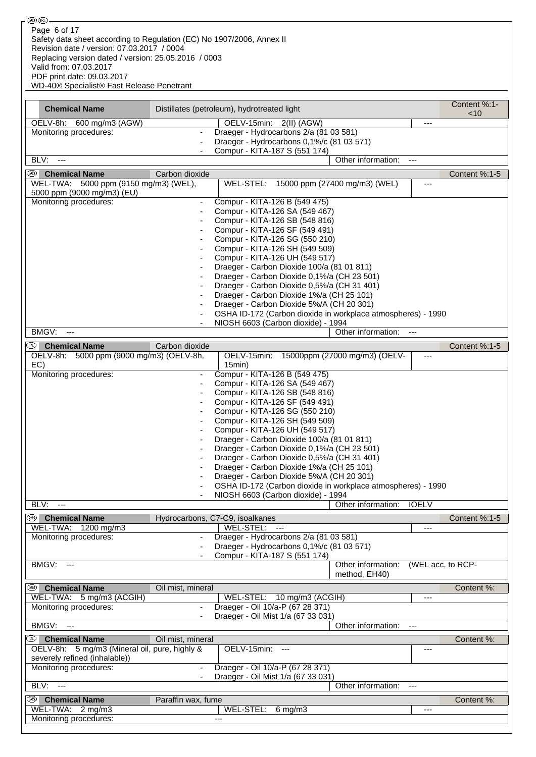| Chemical Name | Distillates (petroleum), hydrotreated light | | Content %:1-<10 |
|---|---|---|---|
| OELV-8h: 600 mg/m3 (AGW) | OELV-15min: 2(II) (AGW) | --- | |
| Monitoring procedures: | - Draeger - Hydrocarbons 2/a (81 03 581)<br>- Draeger - Hydrocarbons 0,1%/c (81 03 571)<br>- Compur - KITA-187 S (551 174) | | |
| BLV: --- | | Other information: --- | |

| (GB) Chemical Name | Carbon dioxide | | Content %:1-5 |
|---|---|---|---|
| WEL-TWA: 5000 ppm (9150 mg/m3) (WEL), 5000 ppm (9000 mg/m3) (EU) | WEL-STEL: 15000 ppm (27400 mg/m3) (WEL) | --- | |
| Monitoring procedures: | - Compur - KITA-126 B (549 475)<br>- Compur - KITA-126 SA (549 467)<br>- Compur - KITA-126 SB (548 816)<br>- Compur - KITA-126 SF (549 491)<br>- Compur - KITA-126 SG (550 210)<br>- Compur - KITA-126 SH (549 509)<br>- Compur - KITA-126 UH (549 517)<br>- Draeger - Carbon Dioxide 100/a (81 01 811)<br>- Draeger - Carbon Dioxide 0,1%/a (CH 23 501)<br>- Draeger - Carbon Dioxide 0,5%/a (CH 31 401)<br>- Draeger - Carbon Dioxide 1%/a (CH 25 101)<br>- Draeger - Carbon Dioxide 5%/A (CH 20 301)<br>- OSHA ID-172 (Carbon dioxide in workplace atmospheres) - 1990<br>- NIOSH 6603 (Carbon dioxide) - 1994 | | |
| BMGV: --- | | Other information: --- | |

| (IRL) Chemical Name | Carbon dioxide | | Content %:1-5 |
|---|---|---|---|
| OELV-8h: 5000 ppm (9000 mg/m3) (OELV-8h, EC) | OELV-15min: 15000ppm (27000 mg/m3) (OELV-15min) | --- | |
| Monitoring procedures: | - Compur - KITA-126 B (549 475)<br>- Compur - KITA-126 SA (549 467)<br>- Compur - KITA-126 SB (548 816)<br>- Compur - KITA-126 SF (549 491)<br>- Compur - KITA-126 SG (550 210)<br>- Compur - KITA-126 SH (549 509)<br>- Compur - KITA-126 UH (549 517)<br>- Draeger - Carbon Dioxide 100/a (81 01 811)<br>- Draeger - Carbon Dioxide 0,1%/a (CH 23 501)<br>- Draeger - Carbon Dioxide 0,5%/a (CH 31 401)<br>- Draeger - Carbon Dioxide 1%/a (CH 25 101)<br>- Draeger - Carbon Dioxide 5%/A (CH 20 301)<br>- OSHA ID-172 (Carbon dioxide in workplace atmospheres) - 1990<br>- NIOSH 6603 (Carbon dioxide) - 1994 | | |
| BLV: --- | | Other information: IOELV | |

| (GB) Chemical Name | Hydrocarbons, C7-C9, isoalkanes | | Content %:1-5 |
|---|---|---|---|
| WEL-TWA: 1200 mg/m3 | WEL-STEL: --- | --- | |
| Monitoring procedures: | - Draeger - Hydrocarbons 2/a (81 03 581)<br>- Draeger - Hydrocarbons 0,1%/c (81 03 571)<br>- Compur - KITA-187 S (551 174) | | |
| BMGV: --- | | Other information: (WEL acc. to RCP-method, EH40) | |

| (GB) Chemical Name | Oil mist, mineral | | Content %: |
|---|---|---|---|
| WEL-TWA: 5 mg/m3 (ACGIH) | WEL-STEL: 10 mg/m3 (ACGIH) | --- | |
| Monitoring procedures: | - Draeger - Oil 10/a-P (67 28 371)<br>- Draeger - Oil Mist 1/a (67 33 031) | | |
| BMGV: --- | | Other information: --- | |

| (IRL) Chemical Name | Oil mist, mineral | | Content %: |
|---|---|---|---|
| OELV-8h: 5 mg/m3 (Mineral oil, pure, highly & severely refined (inhalable)) | OELV-15min: --- | --- | |
| Monitoring procedures: | - Draeger - Oil 10/a-P (67 28 371)<br>- Draeger - Oil Mist 1/a (67 33 031) | | |
| BLV: --- | | Other information: --- | |

| (GB) Chemical Name | Paraffin wax, fume | | Content %: |
|---|---|---|---|
| WEL-TWA: 2 mg/m3 | WEL-STEL: 6 mg/m3 | --- | |
| Monitoring procedures: | --- | | |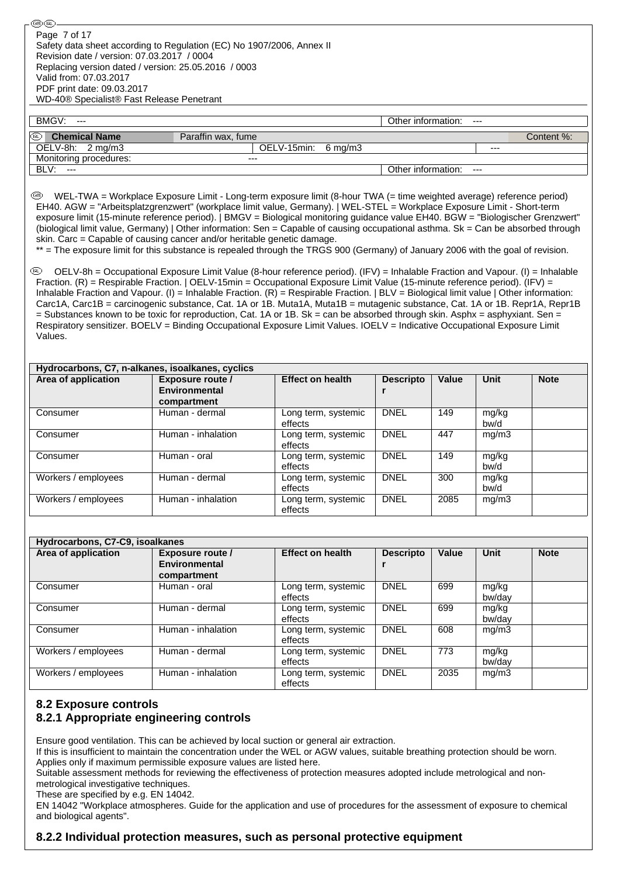| BMGV: --- | | | Other information: --- |
|---|---|---|---|

| Chemical Name | Paraffin wax, fume | | Content %: |
|---|---|---|---|
| OELV-8h: 2 mg/m3 | OELV-15min: 6 mg/m3 | --- | |
| Monitoring procedures: | --- | | |
| BLV: --- | | Other information: --- | |

WEL-TWA = Workplace Exposure Limit - Long-term exposure limit (8-hour TWA (= time weighted average) reference period) EH40. AGW = "Arbeitsplatzgrenzwert" (workplace limit value, Germany). | WEL-STEL = Workplace Exposure Limit - Short-term exposure limit (15-minute reference period). | BMGV = Biological monitoring guidance value EH40. BGW = "Biologischer Grenzwert" (biological limit value, Germany) | Other information: Sen = Capable of causing occupational asthma. Sk = Can be absorbed through skin. Carc = Capable of causing cancer and/or heritable genetic damage.
** = The exposure limit for this substance is repealed through the TRGS 900 (Germany) of January 2006 with the goal of revision.

OELV-8h = Occupational Exposure Limit Value (8-hour reference period). (IFV) = Inhalable Fraction and Vapour. (I) = Inhalable Fraction. (R) = Respirable Fraction. | OELV-15min = Occupational Exposure Limit Value (15-minute reference period). (IFV) = Inhalable Fraction and Vapour. (I) = Inhalable Fraction. (R) = Respirable Fraction. | BLV = Biological limit value | Other information: Carc1A, Carc1B = carcinogenic substance, Cat. 1A or 1B. Muta1A, Muta1B = mutagenic substance, Cat. 1A or 1B. Repr1A, Repr1B = Substances known to be toxic for reproduction, Cat. 1A or 1B. Sk = can be absorbed through skin. Asphx = asphyxiant. Sen = Respiratory sensitizer. BOELV = Binding Occupational Exposure Limit Values. IOELV = Indicative Occupational Exposure Limit Values.

**Hydrocarbons, C7, n-alkanes, isoalkanes, cyclics**

| Area of application | Exposure route / Environmental compartment | Effect on health | Descriptor | Value | Unit | Note |
|---|---|---|---|---|---|---|
| Consumer | Human - dermal | Long term, systemic effects | DNEL | 149 | mg/kg bw/d | |
| Consumer | Human - inhalation | Long term, systemic effects | DNEL | 447 | mg/m3 | |
| Consumer | Human - oral | Long term, systemic effects | DNEL | 149 | mg/kg bw/d | |
| Workers / employees | Human - dermal | Long term, systemic effects | DNEL | 300 | mg/kg bw/d | |
| Workers / employees | Human - inhalation | Long term, systemic effects | DNEL | 2085 | mg/m3 | |

**Hydrocarbons, C7-C9, isoalkanes**

| Area of application | Exposure route / Environmental compartment | Effect on health | Descriptor | Value | Unit | Note |
|---|---|---|---|---|---|---|
| Consumer | Human - oral | Long term, systemic effects | DNEL | 699 | mg/kg bw/day | |
| Consumer | Human - dermal | Long term, systemic effects | DNEL | 699 | mg/kg bw/day | |
| Consumer | Human - inhalation | Long term, systemic effects | DNEL | 608 | mg/m3 | |
| Workers / employees | Human - dermal | Long term, systemic effects | DNEL | 773 | mg/kg bw/day | |
| Workers / employees | Human - inhalation | Long term, systemic effects | DNEL | 2035 | mg/m3 | |

## 8.2 Exposure controls

### 8.2.1 Appropriate engineering controls

Ensure good ventilation. This can be achieved by local suction or general air extraction.
If this is insufficient to maintain the concentration under the WEL or AGW values, suitable breathing protection should be worn.
Applies only if maximum permissible exposure values are listed here.
Suitable assessment methods for reviewing the effectiveness of protection measures adopted include metrological and non-metrological investigative techniques.
These are specified by e.g. EN 14042.
EN 14042 "Workplace atmospheres. Guide for the application and use of procedures for the assessment of exposure to chemical and biological agents".

### 8.2.2 Individual protection measures, such as personal protective equipment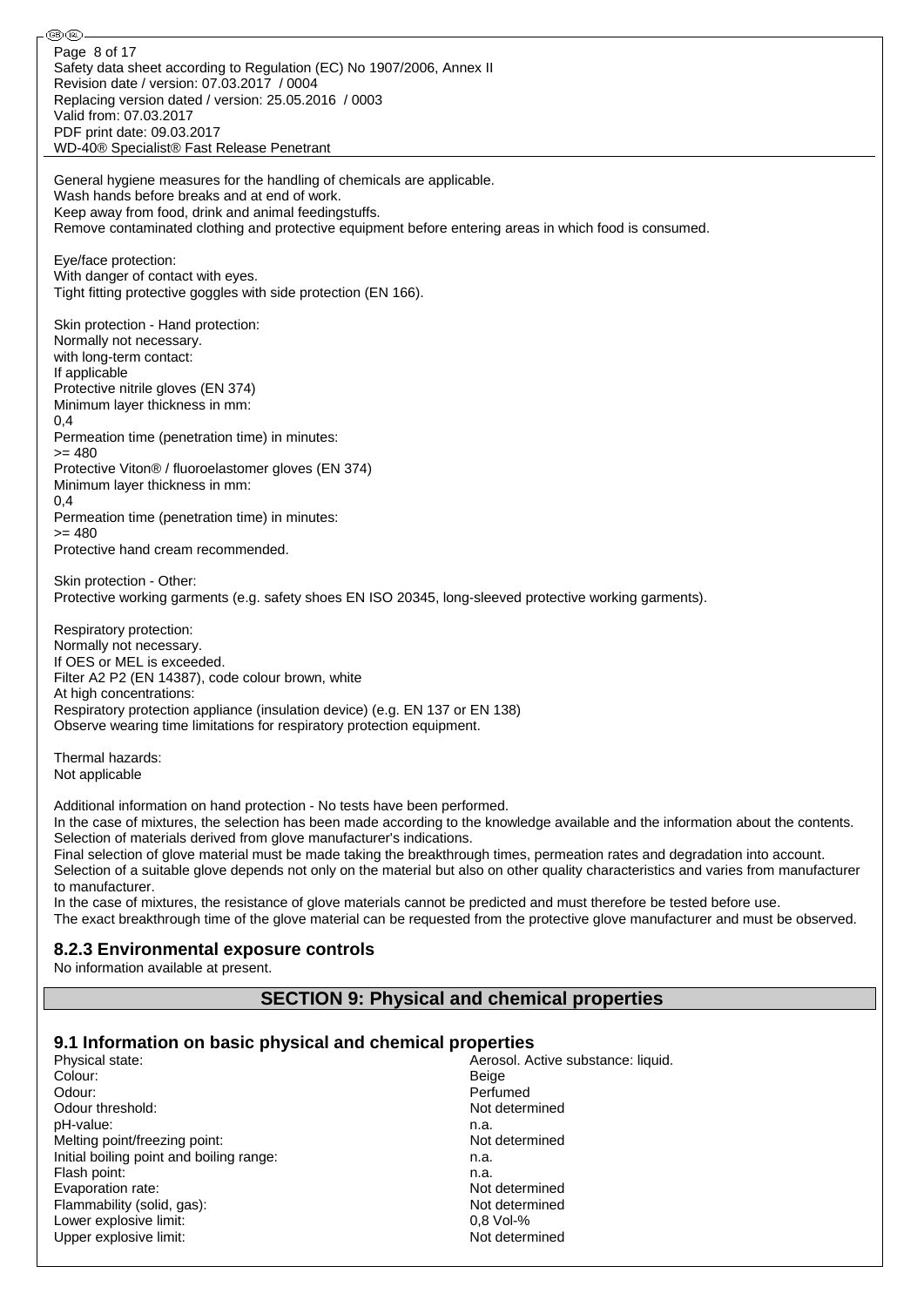General hygiene measures for the handling of chemicals are applicable.
Wash hands before breaks and at end of work.
Keep away from food, drink and animal feedingstuffs.
Remove contaminated clothing and protective equipment before entering areas in which food is consumed.

Eye/face protection:
With danger of contact with eyes.
Tight fitting protective goggles with side protection (EN 166).

Skin protection - Hand protection:
Normally not necessary.
with long-term contact:
If applicable
Protective nitrile gloves (EN 374)
Minimum layer thickness in mm:
0,4
Permeation time (penetration time) in minutes:
>= 480
Protective Viton® / fluoroelastomer gloves (EN 374)
Minimum layer thickness in mm:
0,4
Permeation time (penetration time) in minutes:
>= 480
Protective hand cream recommended.

Skin protection - Other:
Protective working garments (e.g. safety shoes EN ISO 20345, long-sleeved protective working garments).

Respiratory protection:
Normally not necessary.
If OES or MEL is exceeded.
Filter A2 P2 (EN 14387), code colour brown, white
At high concentrations:
Respiratory protection appliance (insulation device) (e.g. EN 137 or EN 138)
Observe wearing time limitations for respiratory protection equipment.

Thermal hazards:
Not applicable

Additional information on hand protection - No tests have been performed.
In the case of mixtures, the selection has been made according to the knowledge available and the information about the contents.
Selection of materials derived from glove manufacturer's indications.
Final selection of glove material must be made taking the breakthrough times, permeation rates and degradation into account.
Selection of a suitable glove depends not only on the material but also on other quality characteristics and varies from manufacturer to manufacturer.
In the case of mixtures, the resistance of glove materials cannot be predicted and must therefore be tested before use.
The exact breakthrough time of the glove material can be requested from the protective glove manufacturer and must be observed.

### 8.2.3 Environmental exposure controls

No information available at present.

## SECTION 9: Physical and chemical properties

### 9.1 Information on basic physical and chemical properties

| | |
|---|---|
| Physical state: | Aerosol. Active substance: liquid. |
| Colour: | Beige |
| Odour: | Perfumed |
| Odour threshold: | Not determined |
| pH-value: | n.a. |
| Melting point/freezing point: | Not determined |
| Initial boiling point and boiling range: | n.a. |
| Flash point: | n.a. |
| Evaporation rate: | Not determined |
| Flammability (solid, gas): | Not determined |
| Lower explosive limit: | 0,8 Vol-% |
| Upper explosive limit: | Not determined |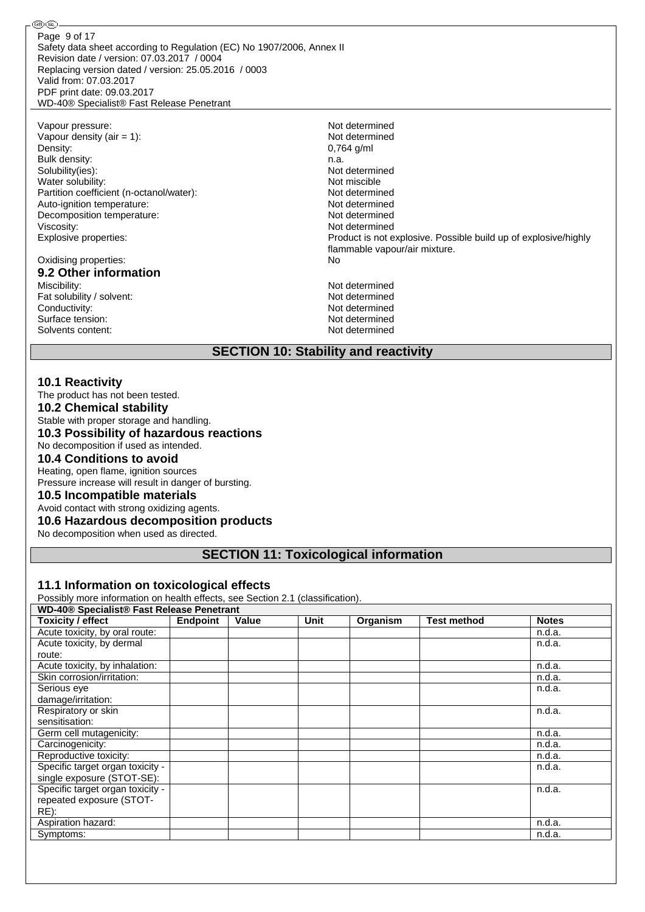| | |
|---|---|
| Vapour pressure: | Not determined |
| Vapour density (air = 1): | Not determined |
| Density: | 0,764 g/ml |
| Bulk density: | n.a. |
| Solubility(ies): | Not determined |
| Water solubility: | Not miscible |
| Partition coefficient (n-octanol/water): | Not determined |
| Auto-ignition temperature: | Not determined |
| Decomposition temperature: | Not determined |
| Viscosity: | Not determined |
| Explosive properties: | Product is not explosive. Possible build up of explosive/highly flammable vapour/air mixture. |
| Oxidising properties: | No |

### 9.2 Other information

| | |
|---|---|
| Miscibility: | Not determined |
| Fat solubility / solvent: | Not determined |
| Conductivity: | Not determined |
| Surface tension: | Not determined |
| Solvents content: | Not determined |

## SECTION 10: Stability and reactivity

### 10.1 Reactivity

The product has not been tested.

### 10.2 Chemical stability

Stable with proper storage and handling.

### 10.3 Possibility of hazardous reactions

No decomposition if used as intended.

### 10.4 Conditions to avoid

Heating, open flame, ignition sources
Pressure increase will result in danger of bursting.

### 10.5 Incompatible materials

Avoid contact with strong oxidizing agents.

### 10.6 Hazardous decomposition products

No decomposition when used as directed.

## SECTION 11: Toxicological information

### 11.1 Information on toxicological effects

Possibly more information on health effects, see Section 2.1 (classification).

| WD-40® Specialist® Fast Release Penetrant | | | | | | |
|---|---|---|---|---|---|---|
| **Toxicity / effect** | **Endpoint** | **Value** | **Unit** | **Organism** | **Test method** | **Notes** |
| Acute toxicity, by oral route: | | | | | | n.d.a. |
| Acute toxicity, by dermal route: | | | | | | n.d.a. |
| Acute toxicity, by inhalation: | | | | | | n.d.a. |
| Skin corrosion/irritation: | | | | | | n.d.a. |
| Serious eye damage/irritation: | | | | | | n.d.a. |
| Respiratory or skin sensitisation: | | | | | | n.d.a. |
| Germ cell mutagenicity: | | | | | | n.d.a. |
| Carcinogenicity: | | | | | | n.d.a. |
| Reproductive toxicity: | | | | | | n.d.a. |
| Specific target organ toxicity - single exposure (STOT-SE): | | | | | | n.d.a. |
| Specific target organ toxicity - repeated exposure (STOT-RE): | | | | | | n.d.a. |
| Aspiration hazard: | | | | | | n.d.a. |
| Symptoms: | | | | | | n.d.a. |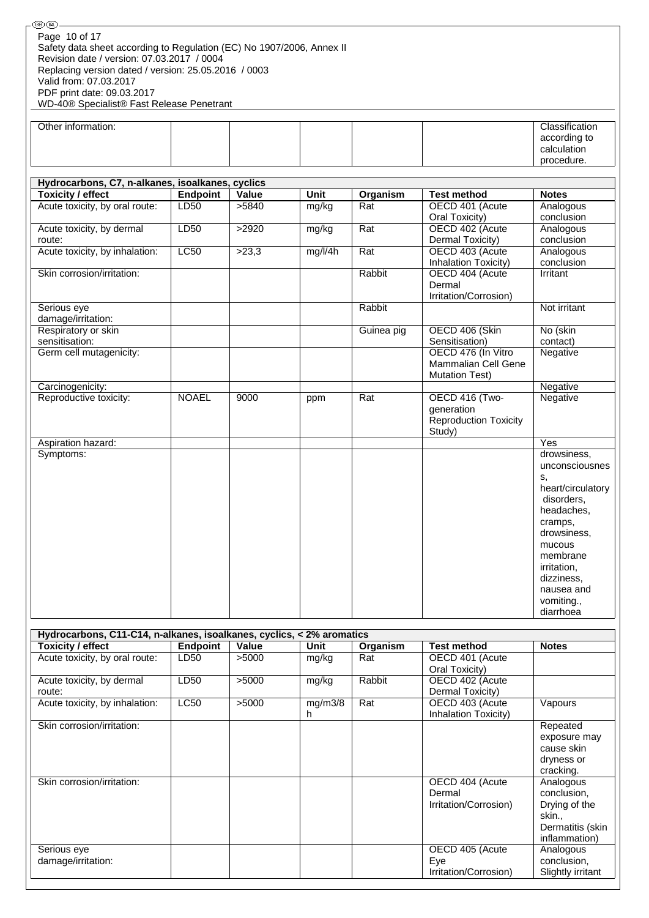| Other information: | | | | | | Classification according to calculation procedure. |
|---|---|---|---|---|---|---|

| Hydrocarbons, C7, n-alkanes, isoalkanes, cyclics | | | | | | |
|---|---|---|---|---|---|---|
| **Toxicity / effect** | **Endpoint** | **Value** | **Unit** | **Organism** | **Test method** | **Notes** |
| Acute toxicity, by oral route: | LD50 | >5840 | mg/kg | Rat | OECD 401 (Acute Oral Toxicity) | Analogous conclusion |
| Acute toxicity, by dermal route: | LD50 | >2920 | mg/kg | Rat | OECD 402 (Acute Dermal Toxicity) | Analogous conclusion |
| Acute toxicity, by inhalation: | LC50 | >23,3 | mg/l/4h | Rat | OECD 403 (Acute Inhalation Toxicity) | Analogous conclusion |
| Skin corrosion/irritation: | | | | Rabbit | OECD 404 (Acute Dermal Irritation/Corrosion) | Irritant |
| Serious eye damage/irritation: | | | | Rabbit | | Not irritant |
| Respiratory or skin sensitisation: | | | | Guinea pig | OECD 406 (Skin Sensitisation) | No (skin contact) |
| Germ cell mutagenicity: | | | | | OECD 476 (In Vitro Mammalian Cell Gene Mutation Test) | Negative |
| Carcinogenicity: | | | | | | Negative |
| Reproductive toxicity: | NOAEL | 9000 | ppm | Rat | OECD 416 (Two-generation Reproduction Toxicity Study) | Negative |
| Aspiration hazard: | | | | | | Yes |
| Symptoms: | | | | | | drowsiness, unconsciousness, heart/circulatory disorders, headaches, cramps, drowsiness, mucous membrane irritation, dizziness, nausea and vomiting., diarrhoea |

| Hydrocarbons, C11-C14, n-alkanes, isoalkanes, cyclics, < 2% aromatics | | | | | | |
|---|---|---|---|---|---|---|
| **Toxicity / effect** | **Endpoint** | **Value** | **Unit** | **Organism** | **Test method** | **Notes** |
| Acute toxicity, by oral route: | LD50 | >5000 | mg/kg | Rat | OECD 401 (Acute Oral Toxicity) | |
| Acute toxicity, by dermal route: | LD50 | >5000 | mg/kg | Rabbit | OECD 402 (Acute Dermal Toxicity) | |
| Acute toxicity, by inhalation: | LC50 | >5000 | mg/m3/8h | Rat | OECD 403 (Acute Inhalation Toxicity) | Vapours |
| Skin corrosion/irritation: | | | | | | Repeated exposure may cause skin dryness or cracking. |
| Skin corrosion/irritation: | | | | | OECD 404 (Acute Dermal Irritation/Corrosion) | Analogous conclusion, Drying of the skin., Dermatitis (skin inflammation) |
| Serious eye damage/irritation: | | | | | OECD 405 (Acute Eye Irritation/Corrosion) | Analogous conclusion, Slightly irritant |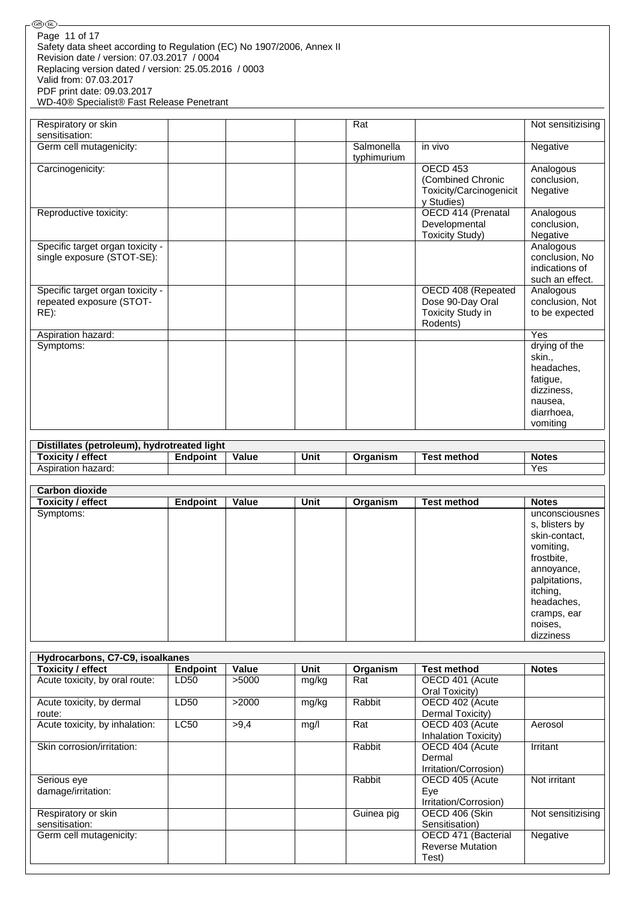| | | | | | | |
|---|---|---|---|---|---|---|
| Respiratory or skin sensitisation: | | | | Rat | | Not sensitizising |
| Germ cell mutagenicity: | | | | Salmonella typhimurium | in vivo | Negative |
| Carcinogenicity: | | | | | OECD 453 (Combined Chronic Toxicity/Carcinogenicity Studies) | Analogous conclusion, Negative |
| Reproductive toxicity: | | | | | OECD 414 (Prenatal Developmental Toxicity Study) | Analogous conclusion, Negative |
| Specific target organ toxicity - single exposure (STOT-SE): | | | | | | Analogous conclusion, No indications of such an effect. |
| Specific target organ toxicity - repeated exposure (STOT-RE): | | | | | OECD 408 (Repeated Dose 90-Day Oral Toxicity Study in Rodents) | Analogous conclusion, Not to be expected |
| Aspiration hazard: | | | | | | Yes |
| Symptoms: | | | | | | drying of the skin., headaches, fatigue, dizziness, nausea, diarrhoea, vomiting |

| Distillates (petroleum), hydrotreated light | | | | | | |
|---|---|---|---|---|---|---|
| **Toxicity / effect** | **Endpoint** | **Value** | **Unit** | **Organism** | **Test method** | **Notes** |
| Aspiration hazard: | | | | | | Yes |

| Carbon dioxide | | | | | | |
|---|---|---|---|---|---|---|
| **Toxicity / effect** | **Endpoint** | **Value** | **Unit** | **Organism** | **Test method** | **Notes** |
| Symptoms: | | | | | | unconsciousness, blisters by skin-contact, vomiting, frostbite, annoyance, palpitations, itching, headaches, cramps, ear noises, dizziness |

| Hydrocarbons, C7-C9, isoalkanes | | | | | | |
|---|---|---|---|---|---|---|
| **Toxicity / effect** | **Endpoint** | **Value** | **Unit** | **Organism** | **Test method** | **Notes** |
| Acute toxicity, by oral route: | LD50 | >5000 | mg/kg | Rat | OECD 401 (Acute Oral Toxicity) | |
| Acute toxicity, by dermal route: | LD50 | >2000 | mg/kg | Rabbit | OECD 402 (Acute Dermal Toxicity) | |
| Acute toxicity, by inhalation: | LC50 | >9,4 | mg/l | Rat | OECD 403 (Acute Inhalation Toxicity) | Aerosol |
| Skin corrosion/irritation: | | | | Rabbit | OECD 404 (Acute Dermal Irritation/Corrosion) | Irritant |
| Serious eye damage/irritation: | | | | Rabbit | OECD 405 (Acute Eye Irritation/Corrosion) | Not irritant |
| Respiratory or skin sensitisation: | | | | Guinea pig | OECD 406 (Skin Sensitisation) | Not sensitizising |
| Germ cell mutagenicity: | | | | | OECD 471 (Bacterial Reverse Mutation Test) | Negative |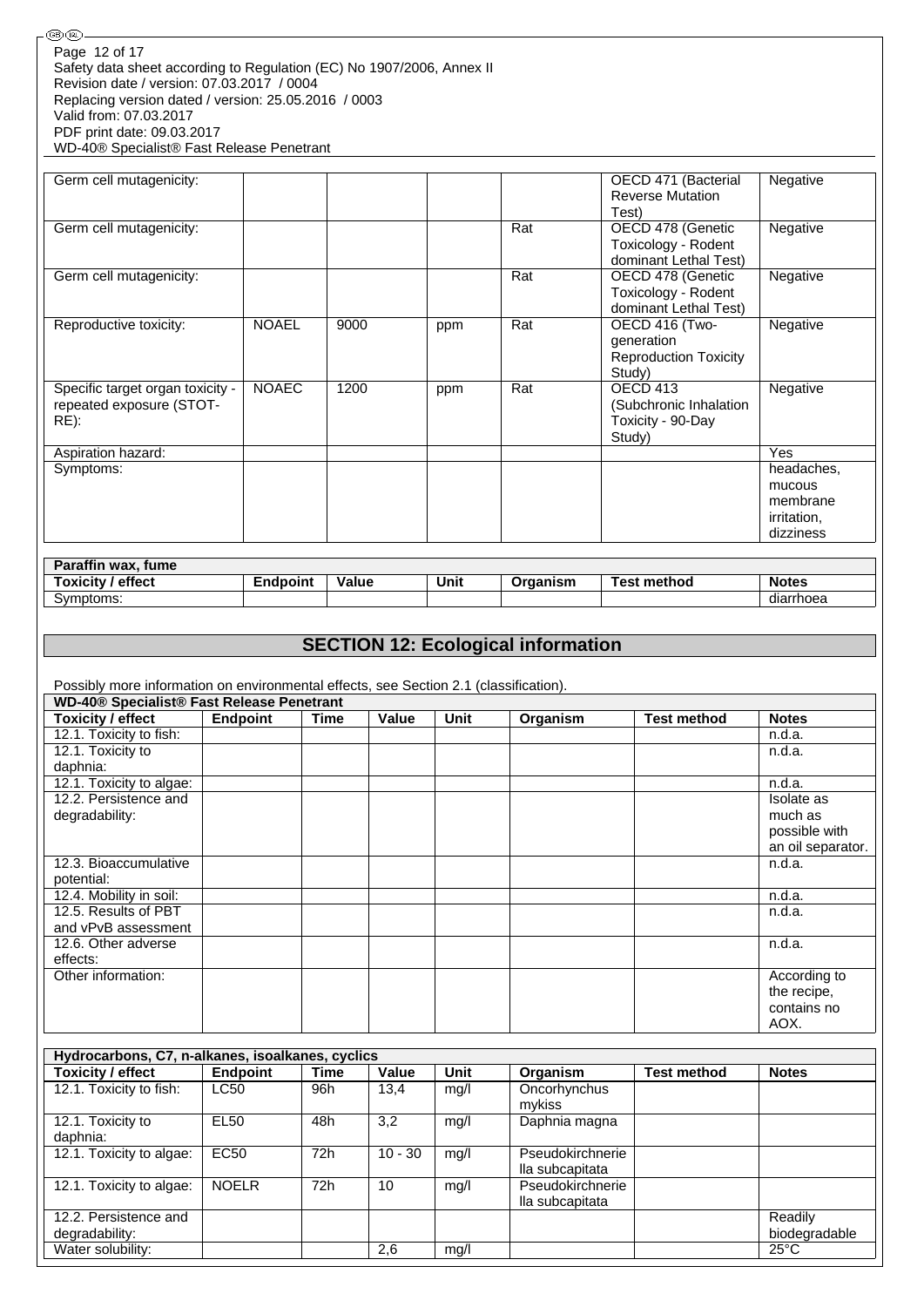| | | | | | | |
|---|---|---|---|---|---|---|
| Germ cell mutagenicity: | | | | | OECD 471 (Bacterial Reverse Mutation Test) | Negative |
| Germ cell mutagenicity: | | | | Rat | OECD 478 (Genetic Toxicology - Rodent dominant Lethal Test) | Negative |
| Germ cell mutagenicity: | | | | Rat | OECD 478 (Genetic Toxicology - Rodent dominant Lethal Test) | Negative |
| Reproductive toxicity: | NOAEL | 9000 | ppm | Rat | OECD 416 (Two-generation Reproduction Toxicity Study) | Negative |
| Specific target organ toxicity - repeated exposure (STOT-RE): | NOAEC | 1200 | ppm | Rat | OECD 413 (Subchronic Inhalation Toxicity - 90-Day Study) | Negative |
| Aspiration hazard: | | | | | | Yes |
| Symptoms: | | | | | | headaches, mucous membrane irritation, dizziness |

| Paraffin wax, fume | | | | | | |
|---|---|---|---|---|---|---|
| **Toxicity / effect** | **Endpoint** | **Value** | **Unit** | **Organism** | **Test method** | **Notes** |
| Symptoms: | | | | | | diarrhoea |

## SECTION 12: Ecological information

Possibly more information on environmental effects, see Section 2.1 (classification).

| WD-40® Specialist® Fast Release Penetrant | | | | | | | |
|---|---|---|---|---|---|---|---|
| **Toxicity / effect** | **Endpoint** | **Time** | **Value** | **Unit** | **Organism** | **Test method** | **Notes** |
| 12.1. Toxicity to fish: | | | | | | | n.d.a. |
| 12.1. Toxicity to daphnia: | | | | | | | n.d.a. |
| 12.1. Toxicity to algae: | | | | | | | n.d.a. |
| 12.2. Persistence and degradability: | | | | | | | Isolate as much as possible with an oil separator. |
| 12.3. Bioaccumulative potential: | | | | | | | n.d.a. |
| 12.4. Mobility in soil: | | | | | | | n.d.a. |
| 12.5. Results of PBT and vPvB assessment | | | | | | | n.d.a. |
| 12.6. Other adverse effects: | | | | | | | n.d.a. |
| Other information: | | | | | | | According to the recipe, contains no AOX. |

| Hydrocarbons, C7, n-alkanes, isoalkanes, cyclics | | | | | | | |
|---|---|---|---|---|---|---|---|
| **Toxicity / effect** | **Endpoint** | **Time** | **Value** | **Unit** | **Organism** | **Test method** | **Notes** |
| 12.1. Toxicity to fish: | LC50 | 96h | 13,4 | mg/l | Oncorhynchus mykiss | | |
| 12.1. Toxicity to daphnia: | EL50 | 48h | 3,2 | mg/l | Daphnia magna | | |
| 12.1. Toxicity to algae: | EC50 | 72h | 10 - 30 | mg/l | Pseudokirchnerie lla subcapitata | | |
| 12.1. Toxicity to algae: | NOELR | 72h | 10 | mg/l | Pseudokirchnerie lla subcapitata | | |
| 12.2. Persistence and degradability: | | | | | | | Readily biodegradable |
| Water solubility: | | | 2,6 | mg/l | | | 25°C |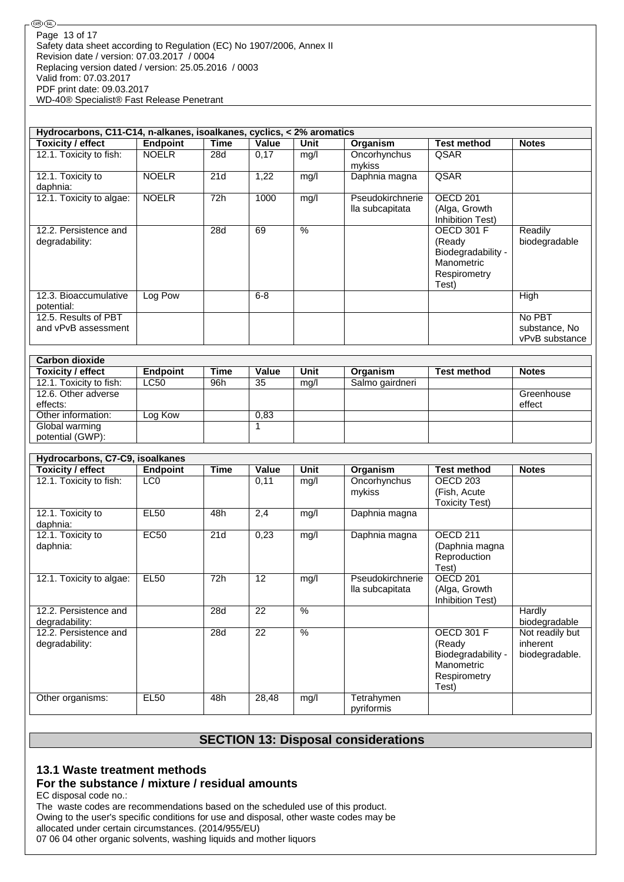| Hydrocarbons, C11-C14, n-alkanes, isoalkanes, cyclics, < 2% aromatics | | | | | | | |
|---|---|---|---|---|---|---|---|
| **Toxicity / effect** | **Endpoint** | **Time** | **Value** | **Unit** | **Organism** | **Test method** | **Notes** |
| 12.1. Toxicity to fish: | NOELR | 28d | 0,17 | mg/l | Oncorhynchus mykiss | QSAR | |
| 12.1. Toxicity to daphnia: | NOELR | 21d | 1,22 | mg/l | Daphnia magna | QSAR | |
| 12.1. Toxicity to algae: | NOELR | 72h | 1000 | mg/l | Pseudokirchnerie lla subcapitata | OECD 201 (Alga, Growth Inhibition Test) | |
| 12.2. Persistence and degradability: | | 28d | 69 | % | | OECD 301 F (Ready Biodegradability - Manometric Respirometry Test) | Readily biodegradable |
| 12.3. Bioaccumulative potential: | Log Pow | | 6-8 | | | | High |
| 12.5. Results of PBT and vPvB assessment | | | | | | | No PBT substance, No vPvB substance |

| Carbon dioxide | | | | | | | |
|---|---|---|---|---|---|---|---|
| **Toxicity / effect** | **Endpoint** | **Time** | **Value** | **Unit** | **Organism** | **Test method** | **Notes** |
| 12.1. Toxicity to fish: | LC50 | 96h | 35 | mg/l | Salmo gairdneri | | |
| 12.6. Other adverse effects: | | | | | | | Greenhouse effect |
| Other information: | Log Kow | | 0,83 | | | | |
| Global warming potential (GWP): | | | 1 | | | | |

| Hydrocarbons, C7-C9, isoalkanes | | | | | | | |
|---|---|---|---|---|---|---|---|
| **Toxicity / effect** | **Endpoint** | **Time** | **Value** | **Unit** | **Organism** | **Test method** | **Notes** |
| 12.1. Toxicity to fish: | LC0 | | 0,11 | mg/l | Oncorhynchus mykiss | OECD 203 (Fish, Acute Toxicity Test) | |
| 12.1. Toxicity to daphnia: | EL50 | 48h | 2,4 | mg/l | Daphnia magna | | |
| 12.1. Toxicity to daphnia: | EC50 | 21d | 0,23 | mg/l | Daphnia magna | OECD 211 (Daphnia magna Reproduction Test) | |
| 12.1. Toxicity to algae: | EL50 | 72h | 12 | mg/l | Pseudokirchnerie lla subcapitata | OECD 201 (Alga, Growth Inhibition Test) | |
| 12.2. Persistence and degradability: | | 28d | 22 | % | | | Hardly biodegradable |
| 12.2. Persistence and degradability: | | 28d | 22 | % | | OECD 301 F (Ready Biodegradability - Manometric Respirometry Test) | Not readily but inherent biodegradable. |
| Other organisms: | EL50 | 48h | 28,48 | mg/l | Tetrahymen pyriformis | | |

## SECTION 13: Disposal considerations

### 13.1 Waste treatment methods

### For the substance / mixture / residual amounts

EC disposal code no.:
The waste codes are recommendations based on the scheduled use of this product.
Owing to the user's specific conditions for use and disposal, other waste codes may be allocated under certain circumstances. (2014/955/EU)
07 06 04 other organic solvents, washing liquids and mother liquors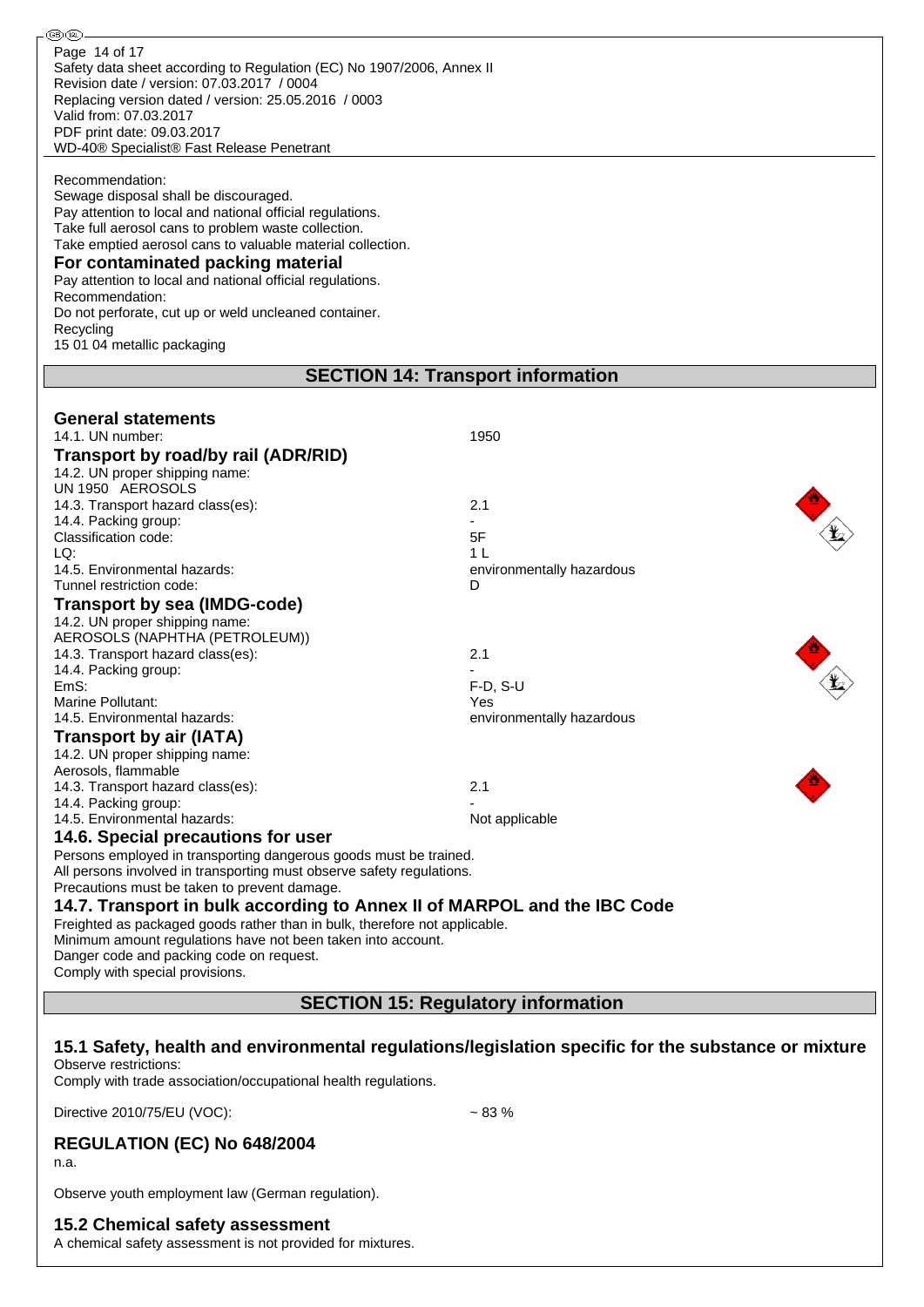Recommendation:
Sewage disposal shall be discouraged.
Pay attention to local and national official regulations.
Take full aerosol cans to problem waste collection.
Take emptied aerosol cans to valuable material collection.

### For contaminated packing material

Pay attention to local and national official regulations.
Recommendation:
Do not perforate, cut up or weld uncleaned container.
Recycling
15 01 04 metallic packaging

## SECTION 14: Transport information

### General statements

| | |
|---|---|
| 14.1. UN number: | 1950 |

### Transport by road/by rail (ADR/RID)

14.2. UN proper shipping name:
UN 1950 AEROSOLS

| | |
|---|---|
| 14.3. Transport hazard class(es): | 2.1 |
| 14.4. Packing group: | - |
| Classification code: | 5F |
| LQ: | 1 L |
| 14.5. Environmental hazards: | environmentally hazardous |
| Tunnel restriction code: | D |

### Transport by sea (IMDG-code)

14.2. UN proper shipping name:
AEROSOLS (NAPHTHA (PETROLEUM))

| | |
|---|---|
| 14.3. Transport hazard class(es): | 2.1 |
| 14.4. Packing group: | - |
| EmS: | F-D, S-U |
| Marine Pollutant: | Yes |
| 14.5. Environmental hazards: | environmentally hazardous |

### Transport by air (IATA)

14.2. UN proper shipping name:
Aerosols, flammable

| | |
|---|---|
| 14.3. Transport hazard class(es): | 2.1 |
| 14.4. Packing group: | - |
| 14.5. Environmental hazards: | Not applicable |

### 14.6. Special precautions for user

Persons employed in transporting dangerous goods must be trained.
All persons involved in transporting must observe safety regulations.
Precautions must be taken to prevent damage.

### 14.7. Transport in bulk according to Annex II of MARPOL and the IBC Code

Freighted as packaged goods rather than in bulk, therefore not applicable.
Minimum amount regulations have not been taken into account.
Danger code and packing code on request.
Comply with special provisions.

## SECTION 15: Regulatory information

### 15.1 Safety, health and environmental regulations/legislation specific for the substance or mixture

Observe restrictions:
Comply with trade association/occupational health regulations.

Directive 2010/75/EU (VOC): ~ 83 %

### REGULATION (EC) No 648/2004

n.a.

Observe youth employment law (German regulation).

### 15.2 Chemical safety assessment

A chemical safety assessment is not provided for mixtures.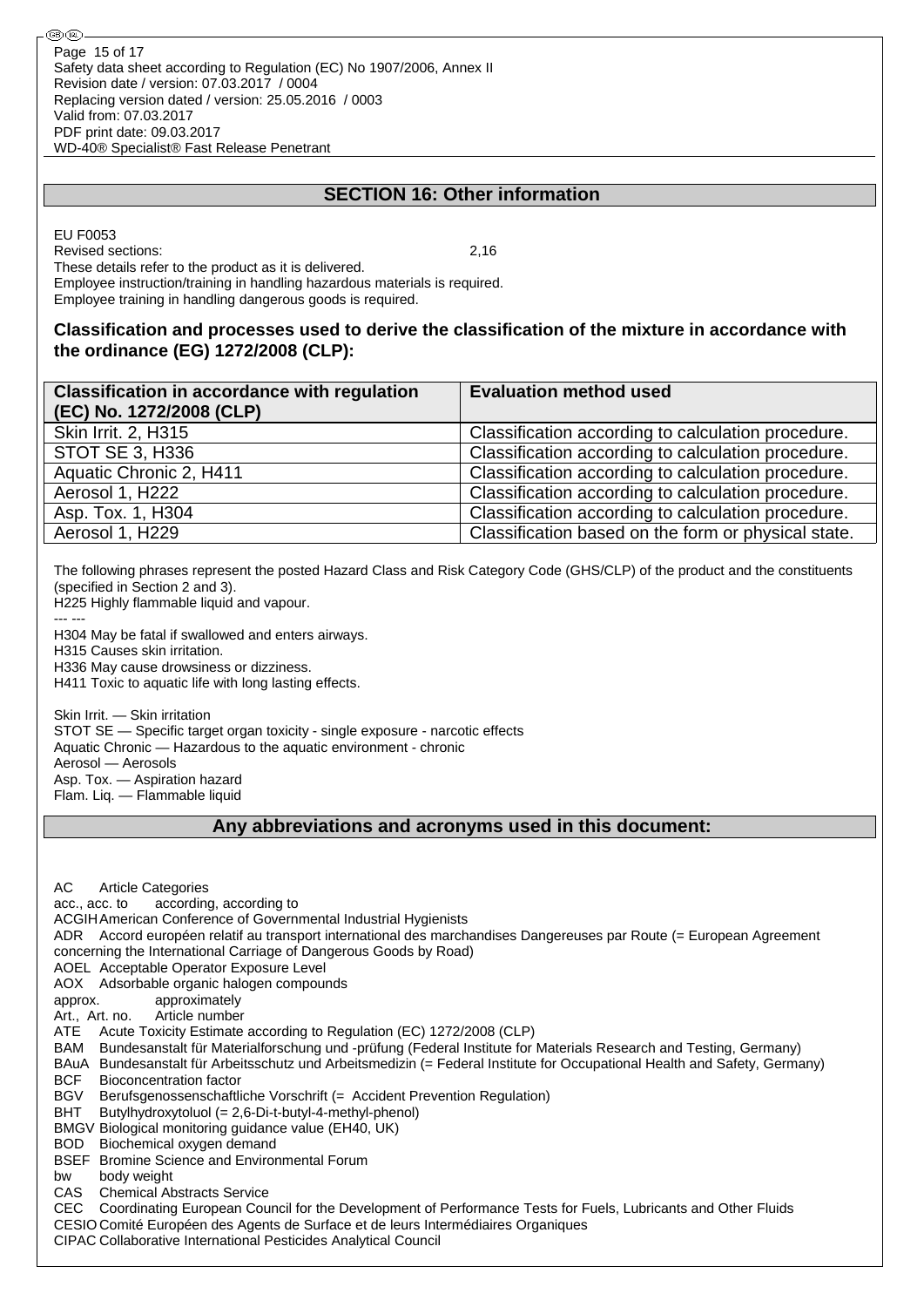## SECTION 16: Other information

EU F0053
Revised sections: 2,16
These details refer to the product as it is delivered.
Employee instruction/training in handling hazardous materials is required.
Employee training in handling dangerous goods is required.

### Classification and processes used to derive the classification of the mixture in accordance with the ordinance (EG) 1272/2008 (CLP):

| Classification in accordance with regulation (EC) No. 1272/2008 (CLP) | Evaluation method used |
|---|---|
| Skin Irrit. 2, H315 | Classification according to calculation procedure. |
| STOT SE 3, H336 | Classification according to calculation procedure. |
| Aquatic Chronic 2, H411 | Classification according to calculation procedure. |
| Aerosol 1, H222 | Classification according to calculation procedure. |
| Asp. Tox. 1, H304 | Classification according to calculation procedure. |
| Aerosol 1, H229 | Classification based on the form or physical state. |

The following phrases represent the posted Hazard Class and Risk Category Code (GHS/CLP) of the product and the constituents (specified in Section 2 and 3).
H225 Highly flammable liquid and vapour.
--- ---
H304 May be fatal if swallowed and enters airways.
H315 Causes skin irritation.
H336 May cause drowsiness or dizziness.
H411 Toxic to aquatic life with long lasting effects.

Skin Irrit. — Skin irritation
STOT SE — Specific target organ toxicity - single exposure - narcotic effects
Aquatic Chronic — Hazardous to the aquatic environment - chronic
Aerosol — Aerosols
Asp. Tox. — Aspiration hazard
Flam. Liq. — Flammable liquid

## Any abbreviations and acronyms used in this document:

AC Article Categories
acc., acc. to according, according to
ACGIH American Conference of Governmental Industrial Hygienists
ADR Accord européen relatif au transport international des marchandises Dangereuses par Route (= European Agreement concerning the International Carriage of Dangerous Goods by Road)
AOEL Acceptable Operator Exposure Level
AOX Adsorbable organic halogen compounds
approx. approximately
Art., Art. no. Article number
ATE Acute Toxicity Estimate according to Regulation (EC) 1272/2008 (CLP)
BAM Bundesanstalt für Materialforschung und -prüfung (Federal Institute for Materials Research and Testing, Germany)
BAuA Bundesanstalt für Arbeitsschutz und Arbeitsmedizin (= Federal Institute for Occupational Health and Safety, Germany)
BCF Bioconcentration factor
BGV Berufsgenossenschaftliche Vorschrift (= Accident Prevention Regulation)
BHT Butylhydroxytoluol (= 2,6-Di-t-butyl-4-methyl-phenol)
BMGV Biological monitoring guidance value (EH40, UK)
BOD Biochemical oxygen demand
BSEF Bromine Science and Environmental Forum
bw body weight
CAS Chemical Abstracts Service
CEC Coordinating European Council for the Development of Performance Tests for Fuels, Lubricants and Other Fluids
CESIO Comité Européen des Agents de Surface et de leurs Intermédiaires Organiques
CIPAC Collaborative International Pesticides Analytical Council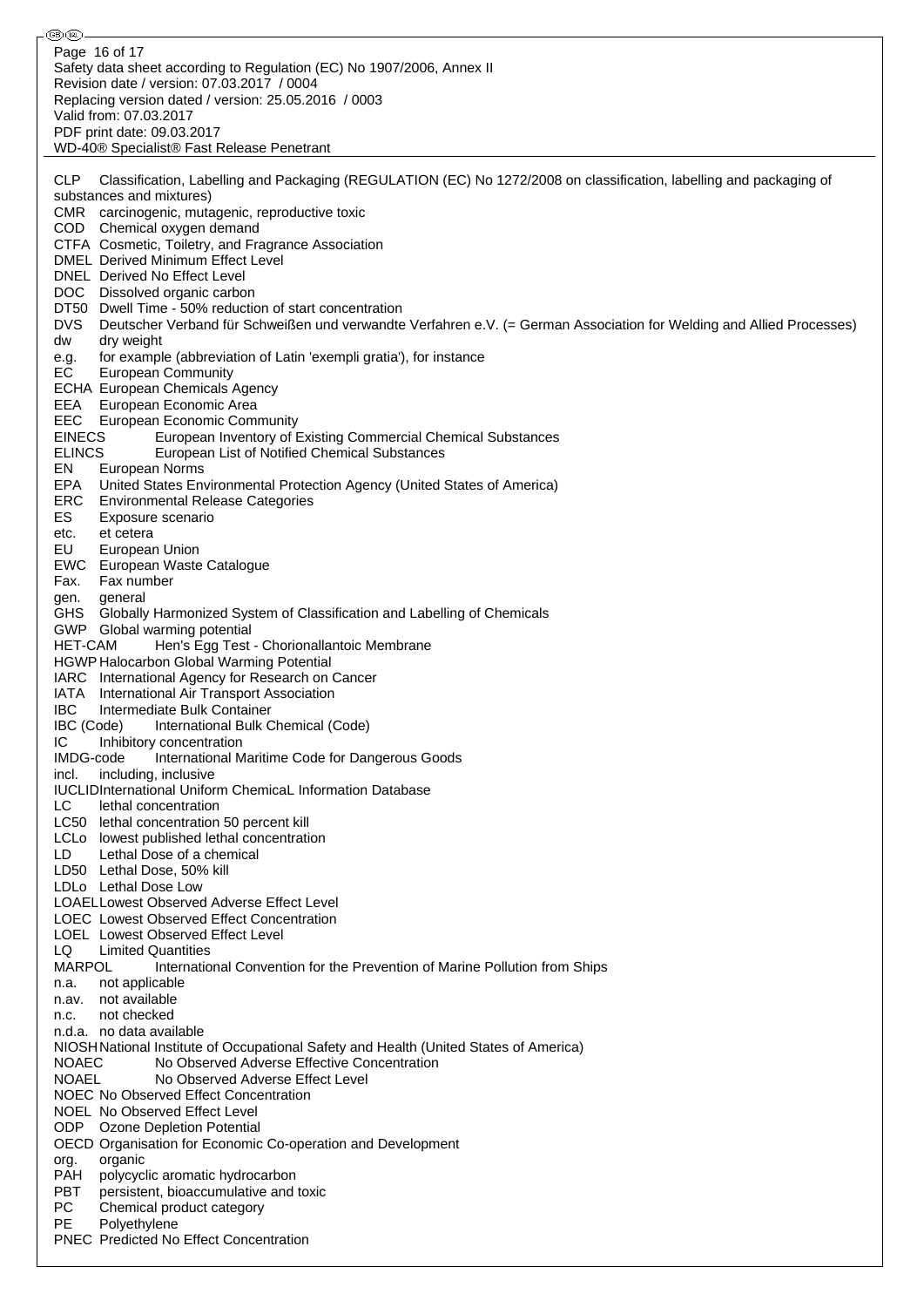CLP Classification, Labelling and Packaging (REGULATION (EC) No 1272/2008 on classification, labelling and packaging of substances and mixtures)
CMR carcinogenic, mutagenic, reproductive toxic
COD Chemical oxygen demand
CTFA Cosmetic, Toiletry, and Fragrance Association
DMEL Derived Minimum Effect Level
DNEL Derived No Effect Level
DOC Dissolved organic carbon
DT50 Dwell Time - 50% reduction of start concentration
DVS Deutscher Verband für Schweißen und verwandte Verfahren e.V. (= German Association for Welding and Allied Processes)
dw dry weight
e.g. for example (abbreviation of Latin 'exempli gratia'), for instance
EC European Community
ECHA European Chemicals Agency
EEA European Economic Area
EEC European Economic Community
EINECS European Inventory of Existing Commercial Chemical Substances
ELINCS European List of Notified Chemical Substances
EN European Norms
EPA United States Environmental Protection Agency (United States of America)
ERC Environmental Release Categories
ES Exposure scenario
etc. et cetera
EU European Union
EWC European Waste Catalogue
Fax. Fax number
gen. general
GHS Globally Harmonized System of Classification and Labelling of Chemicals
GWP Global warming potential
HET-CAM Hen's Egg Test - Chorionallantoic Membrane
HGWP Halocarbon Global Warming Potential
IARC International Agency for Research on Cancer
IATA International Air Transport Association
IBC Intermediate Bulk Container
IBC (Code) International Bulk Chemical (Code)
IC Inhibitory concentration
IMDG-code International Maritime Code for Dangerous Goods
incl. including, inclusive
IUCLID International Uniform ChemicaL Information Database
LC lethal concentration
LC50 lethal concentration 50 percent kill
LCLo lowest published lethal concentration
LD Lethal Dose of a chemical
LD50 Lethal Dose, 50% kill
LDLo Lethal Dose Low
LOAEL Lowest Observed Adverse Effect Level
LOEC Lowest Observed Effect Concentration
LOEL Lowest Observed Effect Level
LQ Limited Quantities
MARPOL International Convention for the Prevention of Marine Pollution from Ships
n.a. not applicable
n.av. not available
n.c. not checked
n.d.a. no data available
NIOSH National Institute of Occupational Safety and Health (United States of America)
NOAEC No Observed Adverse Effective Concentration
NOAEL No Observed Adverse Effect Level
NOEC No Observed Effect Concentration
NOEL No Observed Effect Level
ODP Ozone Depletion Potential
OECD Organisation for Economic Co-operation and Development
org. organic
PAH polycyclic aromatic hydrocarbon
PBT persistent, bioaccumulative and toxic
PC Chemical product category
PE Polyethylene
PNEC Predicted No Effect Concentration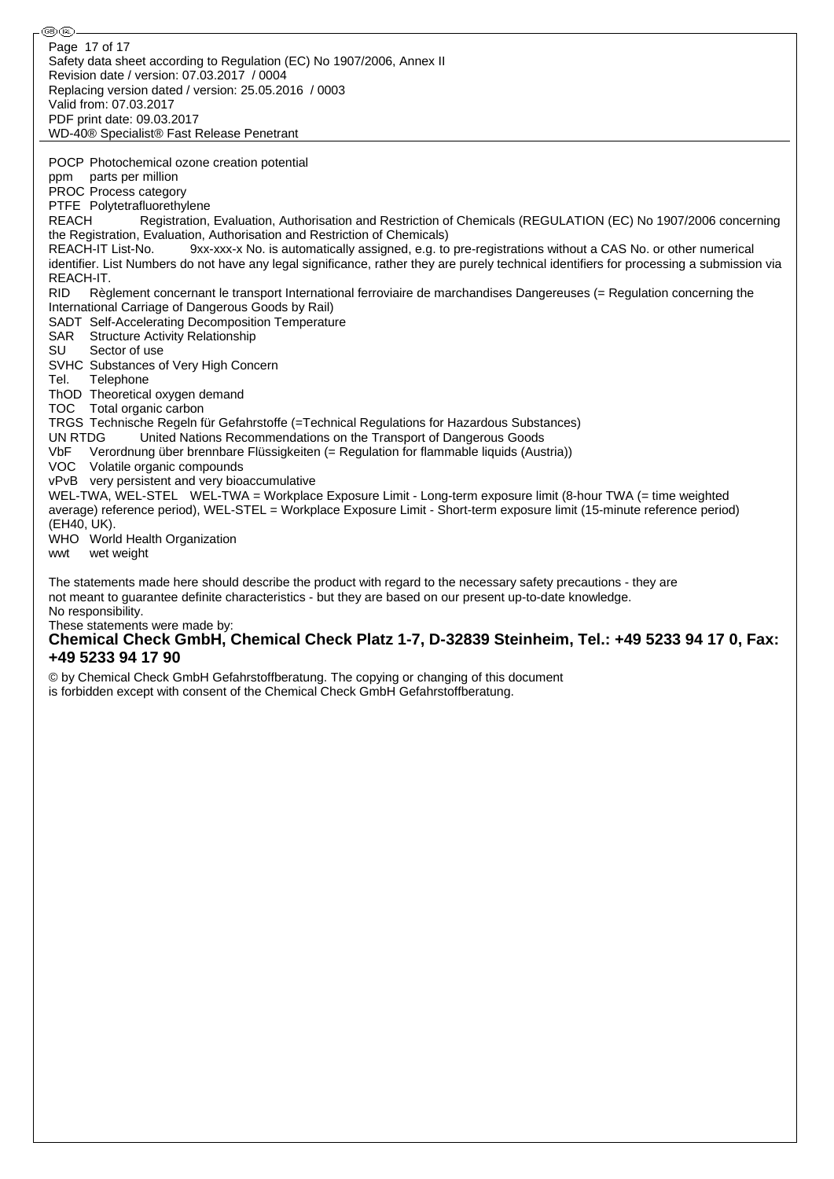POCP Photochemical ozone creation potential
ppm parts per million
PROC Process category
PTFE Polytetrafluorethylene
REACH Registration, Evaluation, Authorisation and Restriction of Chemicals (REGULATION (EC) No 1907/2006 concerning the Registration, Evaluation, Authorisation and Restriction of Chemicals)
REACH-IT List-No. 9xx-xxx-x No. is automatically assigned, e.g. to pre-registrations without a CAS No. or other numerical identifier. List Numbers do not have any legal significance, rather they are purely technical identifiers for processing a submission via REACH-IT.
RID Règlement concernant le transport International ferroviaire de marchandises Dangereuses (= Regulation concerning the International Carriage of Dangerous Goods by Rail)
SADT Self-Accelerating Decomposition Temperature
SAR Structure Activity Relationship
SU Sector of use
SVHC Substances of Very High Concern
Tel. Telephone
ThOD Theoretical oxygen demand
TOC Total organic carbon
TRGS Technische Regeln für Gefahrstoffe (=Technical Regulations for Hazardous Substances)
UN RTDG United Nations Recommendations on the Transport of Dangerous Goods
VbF Verordnung über brennbare Flüssigkeiten (= Regulation for flammable liquids (Austria))
VOC Volatile organic compounds
vPvB very persistent and very bioaccumulative
WEL-TWA, WEL-STEL WEL-TWA = Workplace Exposure Limit - Long-term exposure limit (8-hour TWA (= time weighted average) reference period), WEL-STEL = Workplace Exposure Limit - Short-term exposure limit (15-minute reference period) (EH40, UK).
WHO World Health Organization
wwt wet weight

The statements made here should describe the product with regard to the necessary safety precautions - they are not meant to guarantee definite characteristics - but they are based on our present up-to-date knowledge.
No responsibility.
These statements were made by:

**Chemical Check GmbH, Chemical Check Platz 1-7, D-32839 Steinheim, Tel.: +49 5233 94 17 0, Fax: +49 5233 94 17 90**

© by Chemical Check GmbH Gefahrstoffberatung. The copying or changing of this document is forbidden except with consent of the Chemical Check GmbH Gefahrstoffberatung.